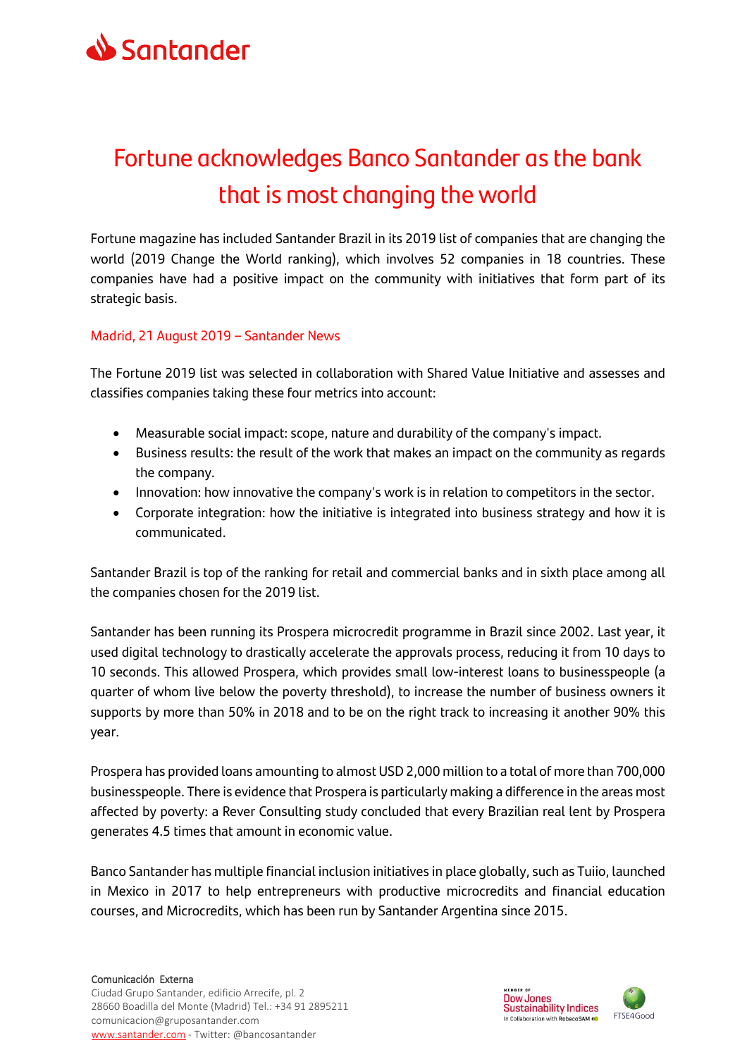# Fortune acknowledges Banco Santander as the bank that is most changing the world

Fortune magazine has included Santander Brazil in its 2019 list of companies that are changing the world (2019 Change the World ranking), which involves 52 companies in 18 countries. These companies have had a positive impact on the community with initiatives that form part of its strategic basis.

Madrid, 21 August 2019 – Santander News

The Fortune 2019 list was selected in collaboration with Shared Value Initiative and assesses and classifies companies taking these four metrics into account:

- Measurable social impact: scope, nature and durability of the company's impact.
- Business results: the result of the work that makes an impact on the community as regards the company.
- Innovation: how innovative the company's work is in relation to competitors in the sector.
- Corporate integration: how the initiative is integrated into business strategy and how it is communicated.

Santander Brazil is top of the ranking for retail and commercial banks and in sixth place among all the companies chosen for the 2019 list.

Santander has been running its Prospera microcredit programme in Brazil since 2002. Last year, it used digital technology to drastically accelerate the approvals process, reducing it from 10 days to 10 seconds. This allowed Prospera, which provides small low-interest loans to businesspeople (a quarter of whom live below the poverty threshold), to increase the number of business owners it supports by more than 50% in 2018 and to be on the right track to increasing it another 90% this year.

Prospera has provided loans amounting to almost USD 2,000 million to a total of more than 700,000 businesspeople. There is evidence that Prospera is particularly making a difference in the areas most affected by poverty: a Rever Consulting study concluded that every Brazilian real lent by Prospera generates 4.5 times that amount in economic value.

Banco Santander has multiple financial inclusion initiatives in place globally, such as Tuiio, launched in Mexico in 2017 to help entrepreneurs with productive microcredits and financial education courses, and Microcredits, which has been run by Santander Argentina since 2015.

**Comunicación Externa**
Ciudad Grupo Santander, edificio Arrecife, pl. 2
28660 Boadilla del Monte (Madrid) Tel.: +34 91 2895211
comunicacion@gruposantander.com
www.santander.com - Twitter: @bancosantander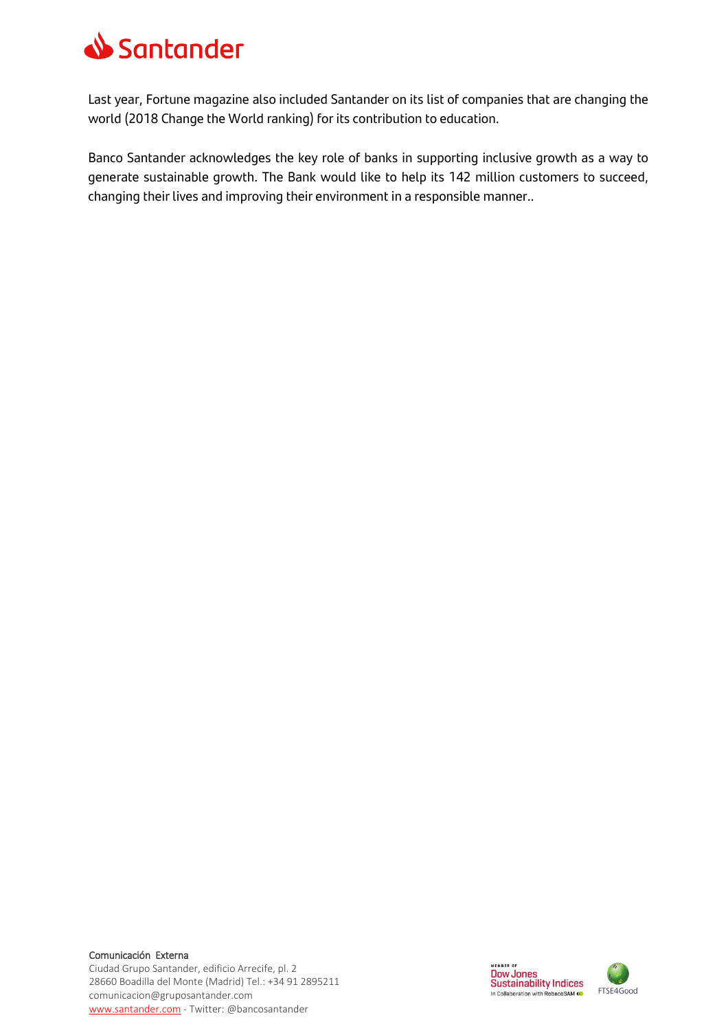Last year, Fortune magazine also included Santander on its list of companies that are changing the world (2018 Change the World ranking) for its contribution to education.

Banco Santander acknowledges the key role of banks in supporting inclusive growth as a way to generate sustainable growth. The Bank would like to help its 142 million customers to succeed, changing their lives and improving their environment in a responsible manner..

**Comunicación Externa**
Ciudad Grupo Santander, edificio Arrecife, pl. 2
28660 Boadilla del Monte (Madrid) Tel.: +34 91 2895211
comunicacion@gruposantander.com
www.santander.com - Twitter: @bancosantander